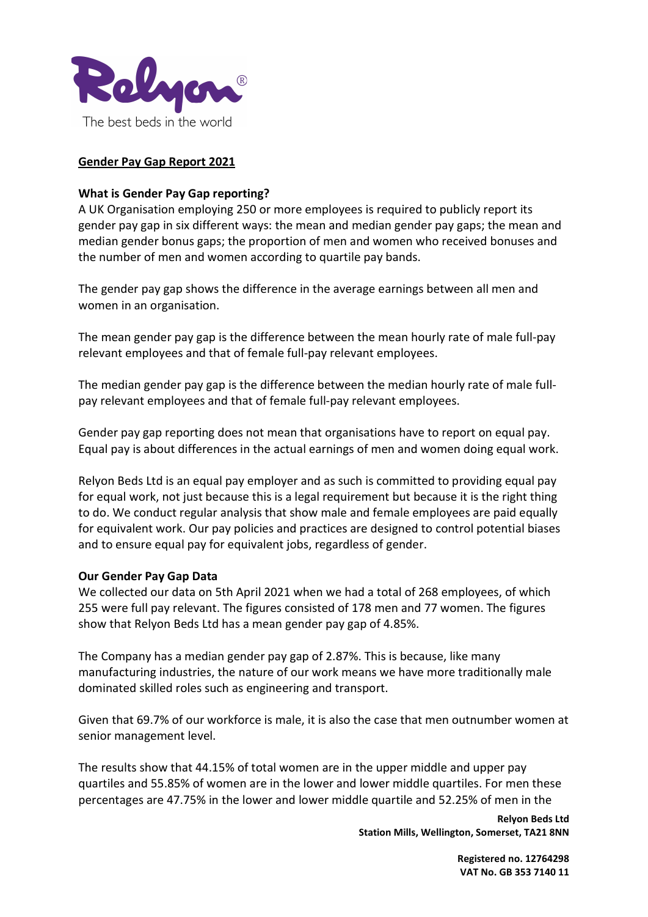Relyon®

The best beds in the world

## Gender Pay Gap Report 2021

**What is Gender Pay Gap reporting?**

A UK Organisation employing 250 or more employees is required to publicly report its gender pay gap in six different ways: the mean and median gender pay gaps; the mean and median gender bonus gaps; the proportion of men and women who received bonuses and the number of men and women according to quartile pay bands.

The gender pay gap shows the difference in the average earnings between all men and women in an organisation.

The mean gender pay gap is the difference between the mean hourly rate of male full-pay relevant employees and that of female full-pay relevant employees.

The median gender pay gap is the difference between the median hourly rate of male full-pay relevant employees and that of female full-pay relevant employees.

Gender pay gap reporting does not mean that organisations have to report on equal pay. Equal pay is about differences in the actual earnings of men and women doing equal work.

Relyon Beds Ltd is an equal pay employer and as such is committed to providing equal pay for equal work, not just because this is a legal requirement but because it is the right thing to do. We conduct regular analysis that show male and female employees are paid equally for equivalent work. Our pay policies and practices are designed to control potential biases and to ensure equal pay for equivalent jobs, regardless of gender.

**Our Gender Pay Gap Data**

We collected our data on 5th April 2021 when we had a total of 268 employees, of which 255 were full pay relevant. The figures consisted of 178 men and 77 women. The figures show that Relyon Beds Ltd has a mean gender pay gap of 4.85%.

The Company has a median gender pay gap of 2.87%. This is because, like many manufacturing industries, the nature of our work means we have more traditionally male dominated skilled roles such as engineering and transport.

Given that 69.7% of our workforce is male, it is also the case that men outnumber women at senior management level.

The results show that 44.15% of total women are in the upper middle and upper pay quartiles and 55.85% of women are in the lower and lower middle quartiles. For men these percentages are 47.75% in the lower and lower middle quartile and 52.25% of men in the

**Relyon Beds Ltd**
**Station Mills, Wellington, Somerset, TA21 8NN**

**Registered no. 12764298**
**VAT No. GB 353 7140 11**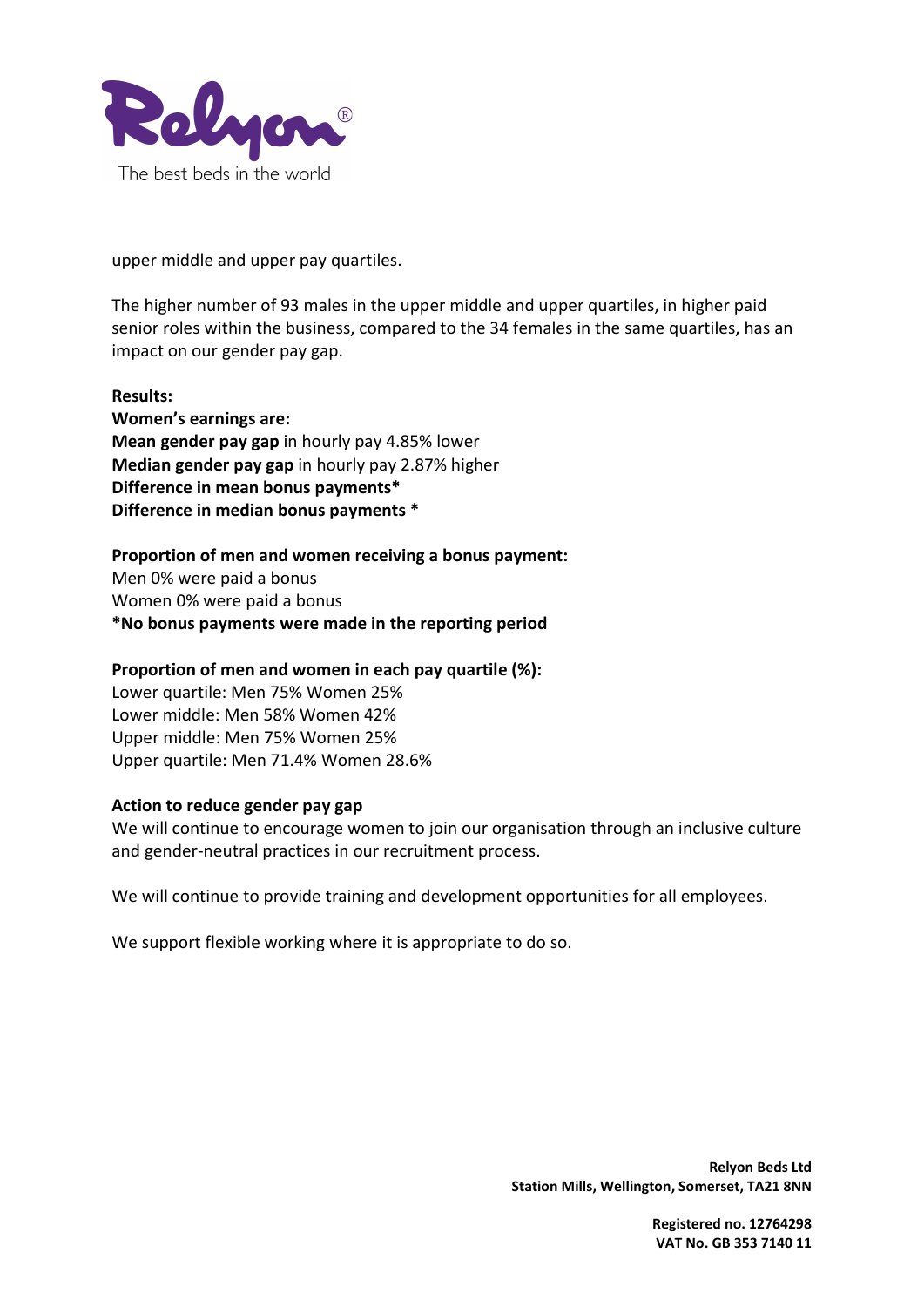upper middle and upper pay quartiles.

The higher number of 93 males in the upper middle and upper quartiles, in higher paid senior roles within the business, compared to the 34 females in the same quartiles, has an impact on our gender pay gap.

**Results:**
**Women's earnings are:**
**Mean gender pay gap** in hourly pay 4.85% lower
**Median gender pay gap** in hourly pay 2.87% higher
**Difference in mean bonus payments***
**Difference in median bonus payments ***

**Proportion of men and women receiving a bonus payment:**
Men 0% were paid a bonus
Women 0% were paid a bonus
***No bonus payments were made in the reporting period**

**Proportion of men and women in each pay quartile (%):**
Lower quartile: Men 75% Women 25%
Lower middle: Men 58% Women 42%
Upper middle: Men 75% Women 25%
Upper quartile: Men 71.4% Women 28.6%

**Action to reduce gender pay gap**
We will continue to encourage women to join our organisation through an inclusive culture and gender-neutral practices in our recruitment process.

We will continue to provide training and development opportunities for all employees.

We support flexible working where it is appropriate to do so.

**Relyon Beds Ltd**
**Station Mills, Wellington, Somerset, TA21 8NN**

**Registered no. 12764298**
**VAT No. GB 353 7140 11**